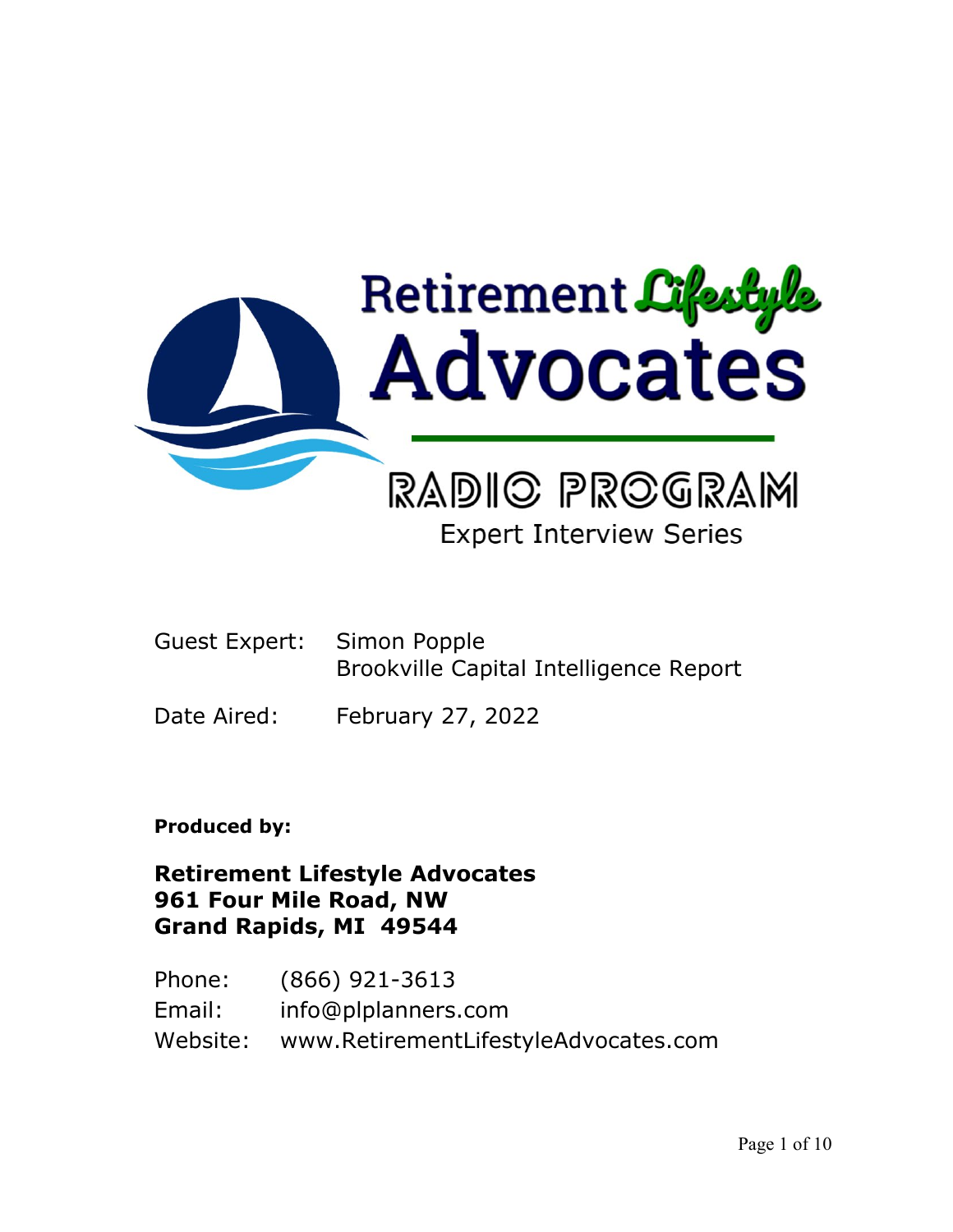# Retirement Lifestyle Advocates

## RADIO PROGRAM

### Expert Interview Series

Guest Expert: Simon Popple
Brookville Capital Intelligence Report

Date Aired: February 27, 2022

**Produced by:**

**Retirement Lifestyle Advocates**
**961 Four Mile Road, NW**
**Grand Rapids, MI 49544**

Phone: (866) 921-3613
Email: info@plplanners.com
Website: www.RetirementLifestyleAdvocates.com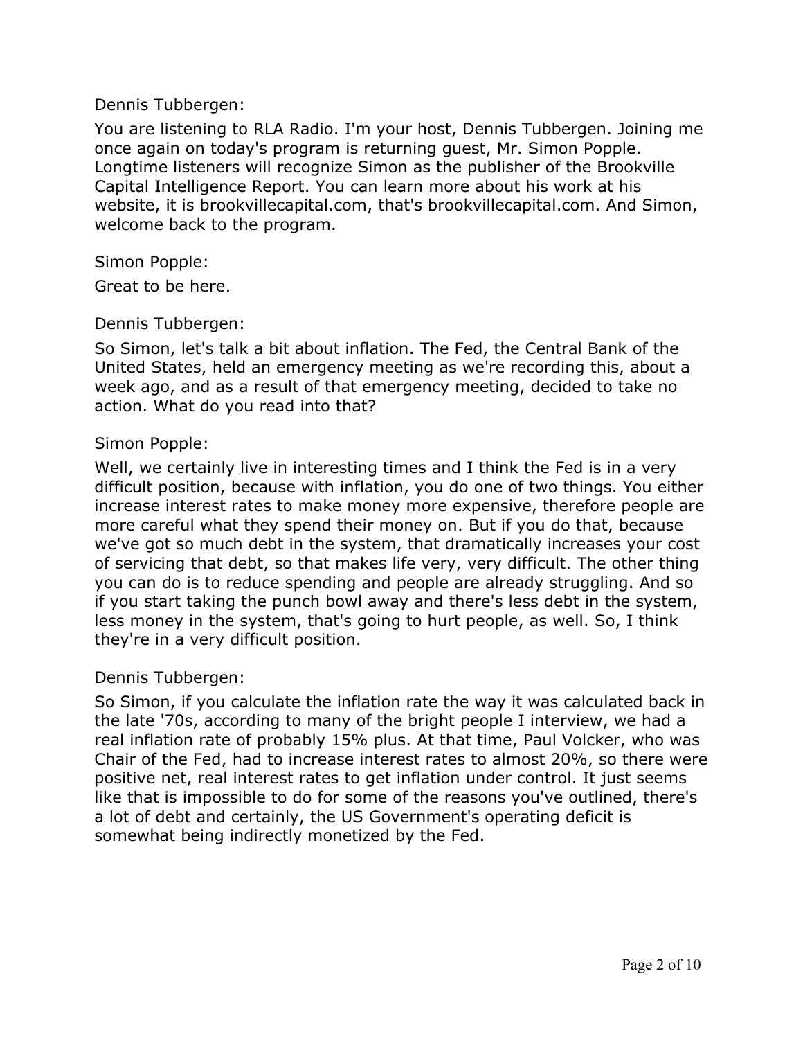Dennis Tubbergen:

You are listening to RLA Radio. I'm your host, Dennis Tubbergen. Joining me once again on today's program is returning guest, Mr. Simon Popple. Longtime listeners will recognize Simon as the publisher of the Brookville Capital Intelligence Report. You can learn more about his work at his website, it is brookvillecapital.com, that's brookvillecapital.com. And Simon, welcome back to the program.

Simon Popple:

Great to be here.

Dennis Tubbergen:

So Simon, let's talk a bit about inflation. The Fed, the Central Bank of the United States, held an emergency meeting as we're recording this, about a week ago, and as a result of that emergency meeting, decided to take no action. What do you read into that?

Simon Popple:

Well, we certainly live in interesting times and I think the Fed is in a very difficult position, because with inflation, you do one of two things. You either increase interest rates to make money more expensive, therefore people are more careful what they spend their money on. But if you do that, because we've got so much debt in the system, that dramatically increases your cost of servicing that debt, so that makes life very, very difficult. The other thing you can do is to reduce spending and people are already struggling. And so if you start taking the punch bowl away and there's less debt in the system, less money in the system, that's going to hurt people, as well. So, I think they're in a very difficult position.

Dennis Tubbergen:

So Simon, if you calculate the inflation rate the way it was calculated back in the late '70s, according to many of the bright people I interview, we had a real inflation rate of probably 15% plus. At that time, Paul Volcker, who was Chair of the Fed, had to increase interest rates to almost 20%, so there were positive net, real interest rates to get inflation under control. It just seems like that is impossible to do for some of the reasons you've outlined, there's a lot of debt and certainly, the US Government's operating deficit is somewhat being indirectly monetized by the Fed.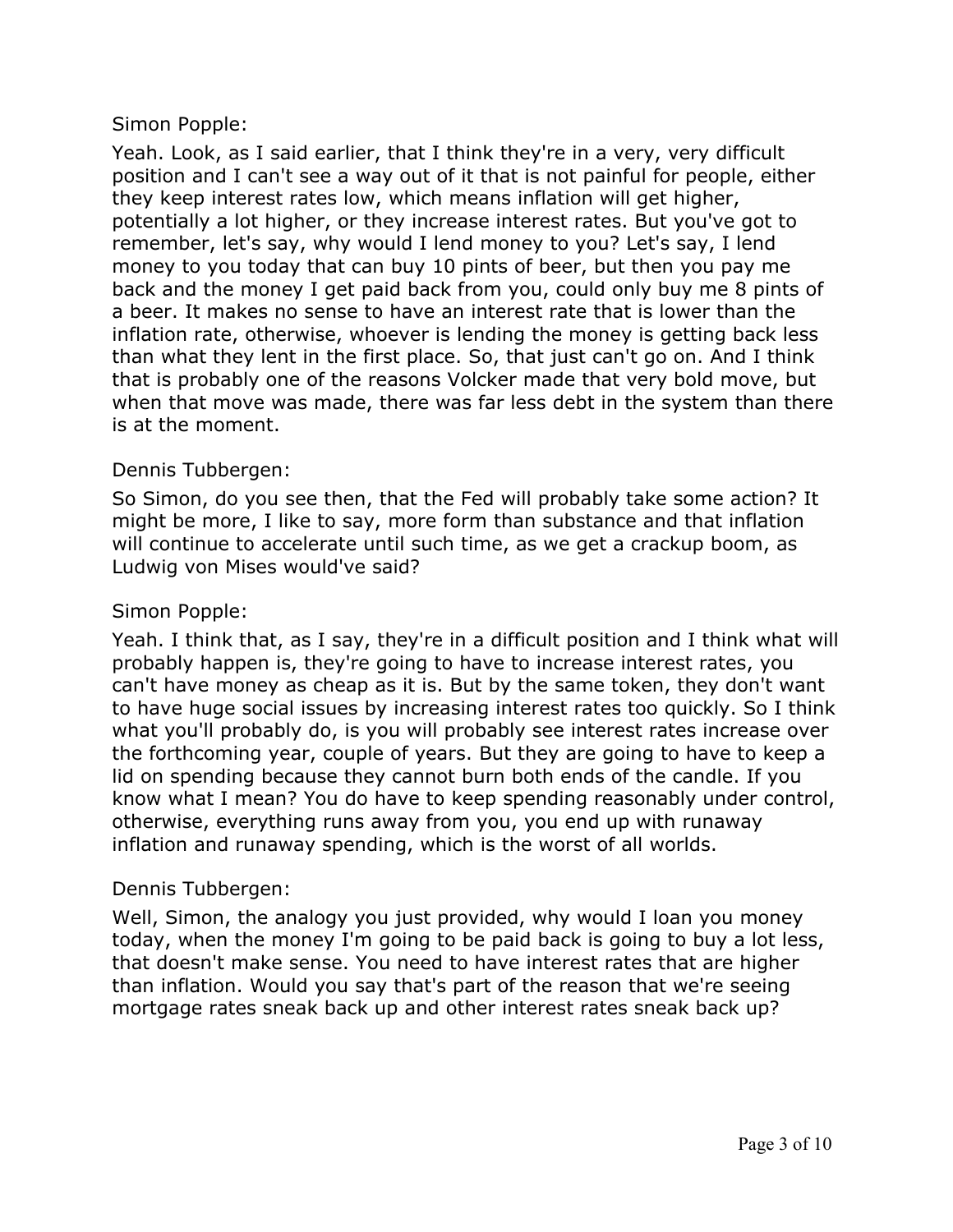Simon Popple:

Yeah. Look, as I said earlier, that I think they're in a very, very difficult position and I can't see a way out of it that is not painful for people, either they keep interest rates low, which means inflation will get higher, potentially a lot higher, or they increase interest rates. But you've got to remember, let's say, why would I lend money to you? Let's say, I lend money to you today that can buy 10 pints of beer, but then you pay me back and the money I get paid back from you, could only buy me 8 pints of a beer. It makes no sense to have an interest rate that is lower than the inflation rate, otherwise, whoever is lending the money is getting back less than what they lent in the first place. So, that just can't go on. And I think that is probably one of the reasons Volcker made that very bold move, but when that move was made, there was far less debt in the system than there is at the moment.

Dennis Tubbergen:

So Simon, do you see then, that the Fed will probably take some action? It might be more, I like to say, more form than substance and that inflation will continue to accelerate until such time, as we get a crackup boom, as Ludwig von Mises would've said?

Simon Popple:

Yeah. I think that, as I say, they're in a difficult position and I think what will probably happen is, they're going to have to increase interest rates, you can't have money as cheap as it is. But by the same token, they don't want to have huge social issues by increasing interest rates too quickly. So I think what you'll probably do, is you will probably see interest rates increase over the forthcoming year, couple of years. But they are going to have to keep a lid on spending because they cannot burn both ends of the candle. If you know what I mean? You do have to keep spending reasonably under control, otherwise, everything runs away from you, you end up with runaway inflation and runaway spending, which is the worst of all worlds.

Dennis Tubbergen:

Well, Simon, the analogy you just provided, why would I loan you money today, when the money I'm going to be paid back is going to buy a lot less, that doesn't make sense. You need to have interest rates that are higher than inflation. Would you say that's part of the reason that we're seeing mortgage rates sneak back up and other interest rates sneak back up?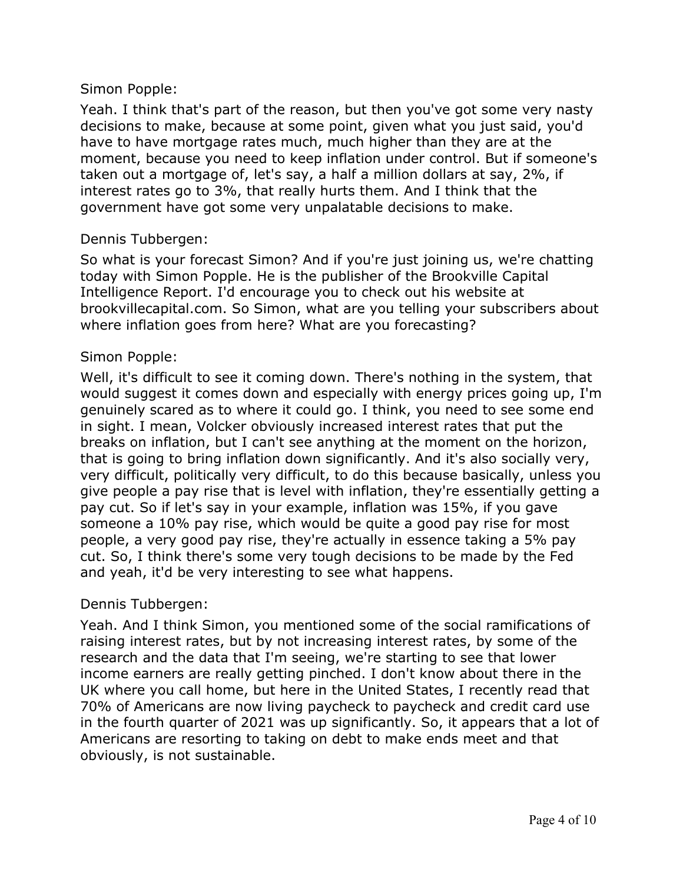Simon Popple:

Yeah. I think that's part of the reason, but then you've got some very nasty decisions to make, because at some point, given what you just said, you'd have to have mortgage rates much, much higher than they are at the moment, because you need to keep inflation under control. But if someone's taken out a mortgage of, let's say, a half a million dollars at say, 2%, if interest rates go to 3%, that really hurts them. And I think that the government have got some very unpalatable decisions to make.

Dennis Tubbergen:

So what is your forecast Simon? And if you're just joining us, we're chatting today with Simon Popple. He is the publisher of the Brookville Capital Intelligence Report. I'd encourage you to check out his website at brookvillecapital.com. So Simon, what are you telling your subscribers about where inflation goes from here? What are you forecasting?

Simon Popple:

Well, it's difficult to see it coming down. There's nothing in the system, that would suggest it comes down and especially with energy prices going up, I'm genuinely scared as to where it could go. I think, you need to see some end in sight. I mean, Volcker obviously increased interest rates that put the breaks on inflation, but I can't see anything at the moment on the horizon, that is going to bring inflation down significantly. And it's also socially very, very difficult, politically very difficult, to do this because basically, unless you give people a pay rise that is level with inflation, they're essentially getting a pay cut. So if let's say in your example, inflation was 15%, if you gave someone a 10% pay rise, which would be quite a good pay rise for most people, a very good pay rise, they're actually in essence taking a 5% pay cut. So, I think there's some very tough decisions to be made by the Fed and yeah, it'd be very interesting to see what happens.

Dennis Tubbergen:

Yeah. And I think Simon, you mentioned some of the social ramifications of raising interest rates, but by not increasing interest rates, by some of the research and the data that I'm seeing, we're starting to see that lower income earners are really getting pinched. I don't know about there in the UK where you call home, but here in the United States, I recently read that 70% of Americans are now living paycheck to paycheck and credit card use in the fourth quarter of 2021 was up significantly. So, it appears that a lot of Americans are resorting to taking on debt to make ends meet and that obviously, is not sustainable.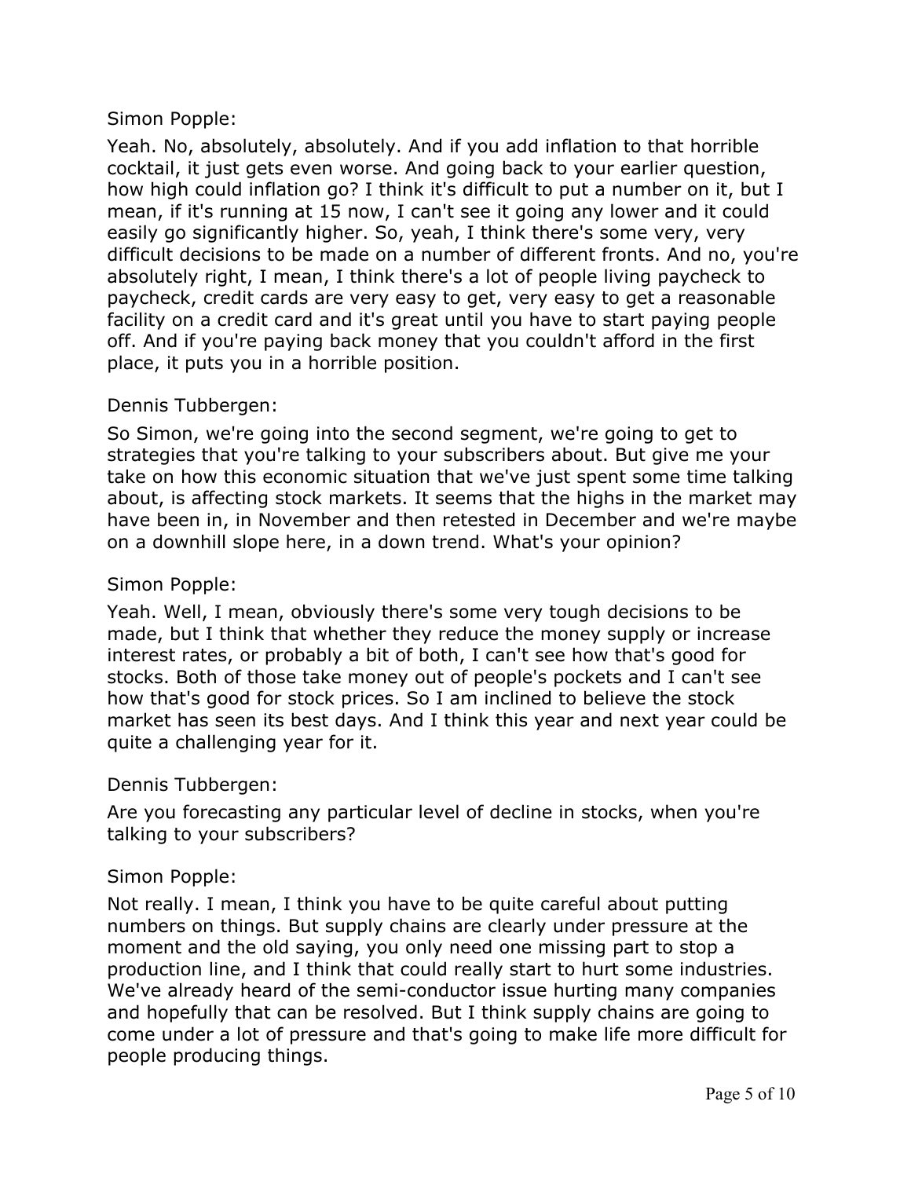Simon Popple:

Yeah. No, absolutely, absolutely. And if you add inflation to that horrible cocktail, it just gets even worse. And going back to your earlier question, how high could inflation go? I think it's difficult to put a number on it, but I mean, if it's running at 15 now, I can't see it going any lower and it could easily go significantly higher. So, yeah, I think there's some very, very difficult decisions to be made on a number of different fronts. And no, you're absolutely right, I mean, I think there's a lot of people living paycheck to paycheck, credit cards are very easy to get, very easy to get a reasonable facility on a credit card and it's great until you have to start paying people off. And if you're paying back money that you couldn't afford in the first place, it puts you in a horrible position.

Dennis Tubbergen:

So Simon, we're going into the second segment, we're going to get to strategies that you're talking to your subscribers about. But give me your take on how this economic situation that we've just spent some time talking about, is affecting stock markets. It seems that the highs in the market may have been in, in November and then retested in December and we're maybe on a downhill slope here, in a down trend. What's your opinion?

Simon Popple:

Yeah. Well, I mean, obviously there's some very tough decisions to be made, but I think that whether they reduce the money supply or increase interest rates, or probably a bit of both, I can't see how that's good for stocks. Both of those take money out of people's pockets and I can't see how that's good for stock prices. So I am inclined to believe the stock market has seen its best days. And I think this year and next year could be quite a challenging year for it.

Dennis Tubbergen:

Are you forecasting any particular level of decline in stocks, when you're talking to your subscribers?

Simon Popple:

Not really. I mean, I think you have to be quite careful about putting numbers on things. But supply chains are clearly under pressure at the moment and the old saying, you only need one missing part to stop a production line, and I think that could really start to hurt some industries. We've already heard of the semi-conductor issue hurting many companies and hopefully that can be resolved. But I think supply chains are going to come under a lot of pressure and that's going to make life more difficult for people producing things.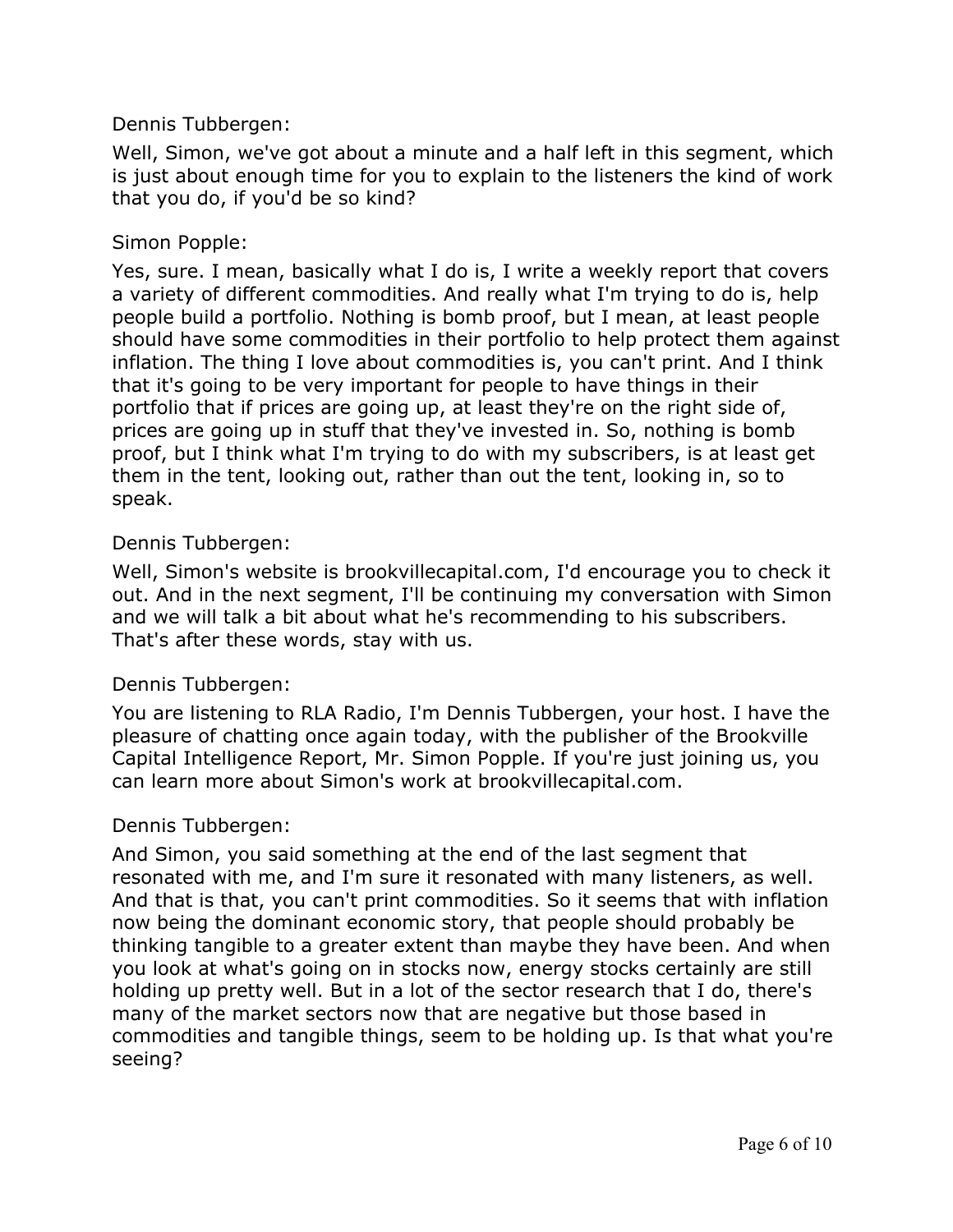Dennis Tubbergen:

Well, Simon, we've got about a minute and a half left in this segment, which is just about enough time for you to explain to the listeners the kind of work that you do, if you'd be so kind?

Simon Popple:

Yes, sure. I mean, basically what I do is, I write a weekly report that covers a variety of different commodities. And really what I'm trying to do is, help people build a portfolio. Nothing is bomb proof, but I mean, at least people should have some commodities in their portfolio to help protect them against inflation. The thing I love about commodities is, you can't print. And I think that it's going to be very important for people to have things in their portfolio that if prices are going up, at least they're on the right side of, prices are going up in stuff that they've invested in. So, nothing is bomb proof, but I think what I'm trying to do with my subscribers, is at least get them in the tent, looking out, rather than out the tent, looking in, so to speak.

Dennis Tubbergen:

Well, Simon's website is brookvillecapital.com, I'd encourage you to check it out. And in the next segment, I'll be continuing my conversation with Simon and we will talk a bit about what he's recommending to his subscribers. That's after these words, stay with us.

Dennis Tubbergen:

You are listening to RLA Radio, I'm Dennis Tubbergen, your host. I have the pleasure of chatting once again today, with the publisher of the Brookville Capital Intelligence Report, Mr. Simon Popple. If you're just joining us, you can learn more about Simon's work at brookvillecapital.com.

Dennis Tubbergen:

And Simon, you said something at the end of the last segment that resonated with me, and I'm sure it resonated with many listeners, as well. And that is that, you can't print commodities. So it seems that with inflation now being the dominant economic story, that people should probably be thinking tangible to a greater extent than maybe they have been. And when you look at what's going on in stocks now, energy stocks certainly are still holding up pretty well. But in a lot of the sector research that I do, there's many of the market sectors now that are negative but those based in commodities and tangible things, seem to be holding up. Is that what you're seeing?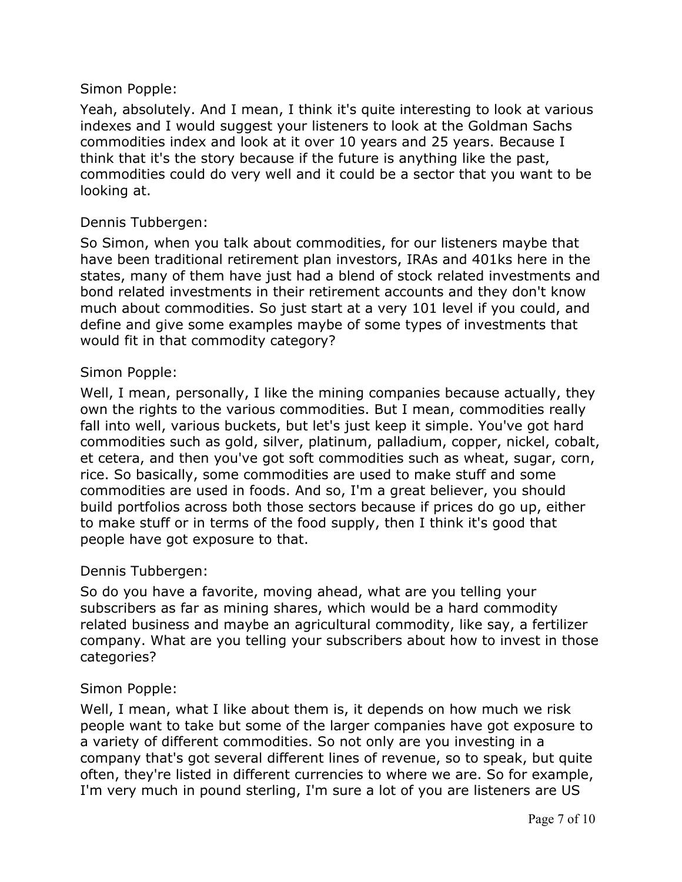Simon Popple:

Yeah, absolutely. And I mean, I think it's quite interesting to look at various indexes and I would suggest your listeners to look at the Goldman Sachs commodities index and look at it over 10 years and 25 years. Because I think that it's the story because if the future is anything like the past, commodities could do very well and it could be a sector that you want to be looking at.

Dennis Tubbergen:

So Simon, when you talk about commodities, for our listeners maybe that have been traditional retirement plan investors, IRAs and 401ks here in the states, many of them have just had a blend of stock related investments and bond related investments in their retirement accounts and they don't know much about commodities. So just start at a very 101 level if you could, and define and give some examples maybe of some types of investments that would fit in that commodity category?

Simon Popple:

Well, I mean, personally, I like the mining companies because actually, they own the rights to the various commodities. But I mean, commodities really fall into well, various buckets, but let's just keep it simple. You've got hard commodities such as gold, silver, platinum, palladium, copper, nickel, cobalt, et cetera, and then you've got soft commodities such as wheat, sugar, corn, rice. So basically, some commodities are used to make stuff and some commodities are used in foods. And so, I'm a great believer, you should build portfolios across both those sectors because if prices do go up, either to make stuff or in terms of the food supply, then I think it's good that people have got exposure to that.

Dennis Tubbergen:

So do you have a favorite, moving ahead, what are you telling your subscribers as far as mining shares, which would be a hard commodity related business and maybe an agricultural commodity, like say, a fertilizer company. What are you telling your subscribers about how to invest in those categories?

Simon Popple:

Well, I mean, what I like about them is, it depends on how much we risk people want to take but some of the larger companies have got exposure to a variety of different commodities. So not only are you investing in a company that's got several different lines of revenue, so to speak, but quite often, they're listed in different currencies to where we are. So for example, I'm very much in pound sterling, I'm sure a lot of you are listeners are US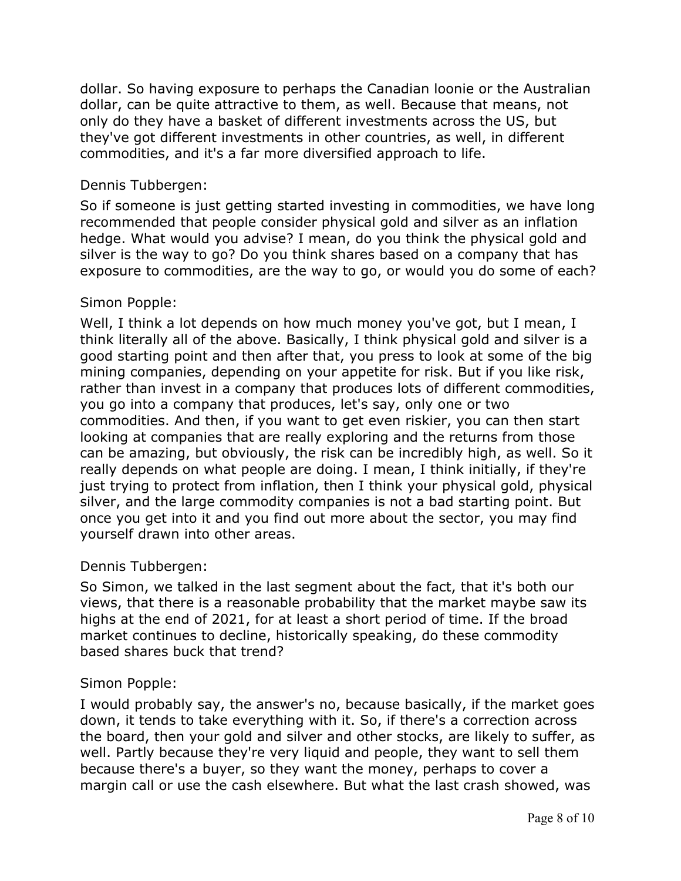dollar. So having exposure to perhaps the Canadian loonie or the Australian dollar, can be quite attractive to them, as well. Because that means, not only do they have a basket of different investments across the US, but they've got different investments in other countries, as well, in different commodities, and it's a far more diversified approach to life.

Dennis Tubbergen:

So if someone is just getting started investing in commodities, we have long recommended that people consider physical gold and silver as an inflation hedge. What would you advise? I mean, do you think the physical gold and silver is the way to go? Do you think shares based on a company that has exposure to commodities, are the way to go, or would you do some of each?

Simon Popple:

Well, I think a lot depends on how much money you've got, but I mean, I think literally all of the above. Basically, I think physical gold and silver is a good starting point and then after that, you press to look at some of the big mining companies, depending on your appetite for risk. But if you like risk, rather than invest in a company that produces lots of different commodities, you go into a company that produces, let's say, only one or two commodities. And then, if you want to get even riskier, you can then start looking at companies that are really exploring and the returns from those can be amazing, but obviously, the risk can be incredibly high, as well. So it really depends on what people are doing. I mean, I think initially, if they're just trying to protect from inflation, then I think your physical gold, physical silver, and the large commodity companies is not a bad starting point. But once you get into it and you find out more about the sector, you may find yourself drawn into other areas.

Dennis Tubbergen:

So Simon, we talked in the last segment about the fact, that it's both our views, that there is a reasonable probability that the market maybe saw its highs at the end of 2021, for at least a short period of time. If the broad market continues to decline, historically speaking, do these commodity based shares buck that trend?

Simon Popple:

I would probably say, the answer's no, because basically, if the market goes down, it tends to take everything with it. So, if there's a correction across the board, then your gold and silver and other stocks, are likely to suffer, as well. Partly because they're very liquid and people, they want to sell them because there's a buyer, so they want the money, perhaps to cover a margin call or use the cash elsewhere. But what the last crash showed, was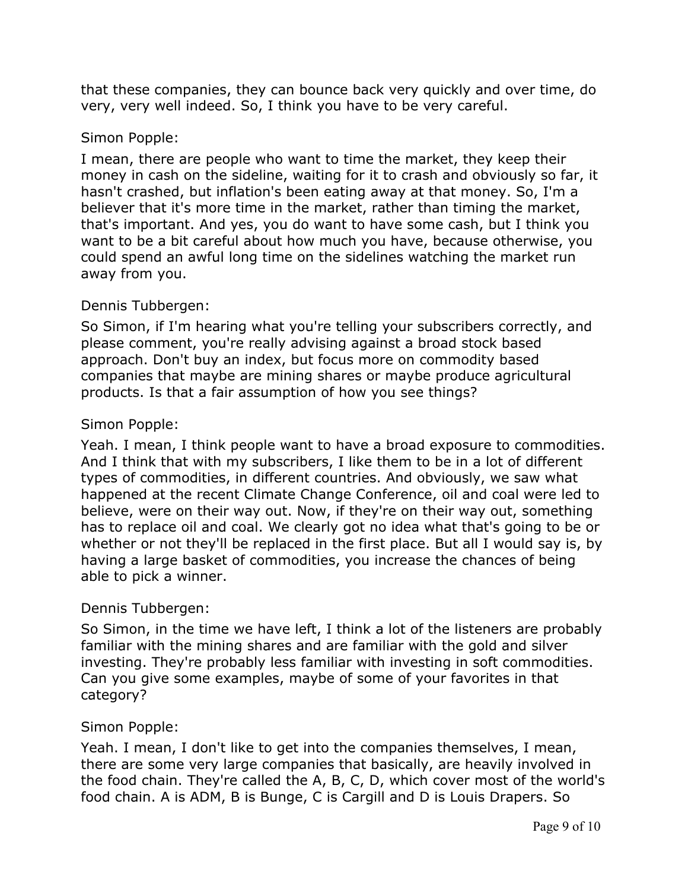that these companies, they can bounce back very quickly and over time, do very, very well indeed. So, I think you have to be very careful.

Simon Popple:

I mean, there are people who want to time the market, they keep their money in cash on the sideline, waiting for it to crash and obviously so far, it hasn't crashed, but inflation's been eating away at that money. So, I'm a believer that it's more time in the market, rather than timing the market, that's important. And yes, you do want to have some cash, but I think you want to be a bit careful about how much you have, because otherwise, you could spend an awful long time on the sidelines watching the market run away from you.

Dennis Tubbergen:

So Simon, if I'm hearing what you're telling your subscribers correctly, and please comment, you're really advising against a broad stock based approach. Don't buy an index, but focus more on commodity based companies that maybe are mining shares or maybe produce agricultural products. Is that a fair assumption of how you see things?

Simon Popple:

Yeah. I mean, I think people want to have a broad exposure to commodities. And I think that with my subscribers, I like them to be in a lot of different types of commodities, in different countries. And obviously, we saw what happened at the recent Climate Change Conference, oil and coal were led to believe, were on their way out. Now, if they're on their way out, something has to replace oil and coal. We clearly got no idea what that's going to be or whether or not they'll be replaced in the first place. But all I would say is, by having a large basket of commodities, you increase the chances of being able to pick a winner.

Dennis Tubbergen:

So Simon, in the time we have left, I think a lot of the listeners are probably familiar with the mining shares and are familiar with the gold and silver investing. They're probably less familiar with investing in soft commodities. Can you give some examples, maybe of some of your favorites in that category?

Simon Popple:

Yeah. I mean, I don't like to get into the companies themselves, I mean, there are some very large companies that basically, are heavily involved in the food chain. They're called the A, B, C, D, which cover most of the world's food chain. A is ADM, B is Bunge, C is Cargill and D is Louis Drapers. So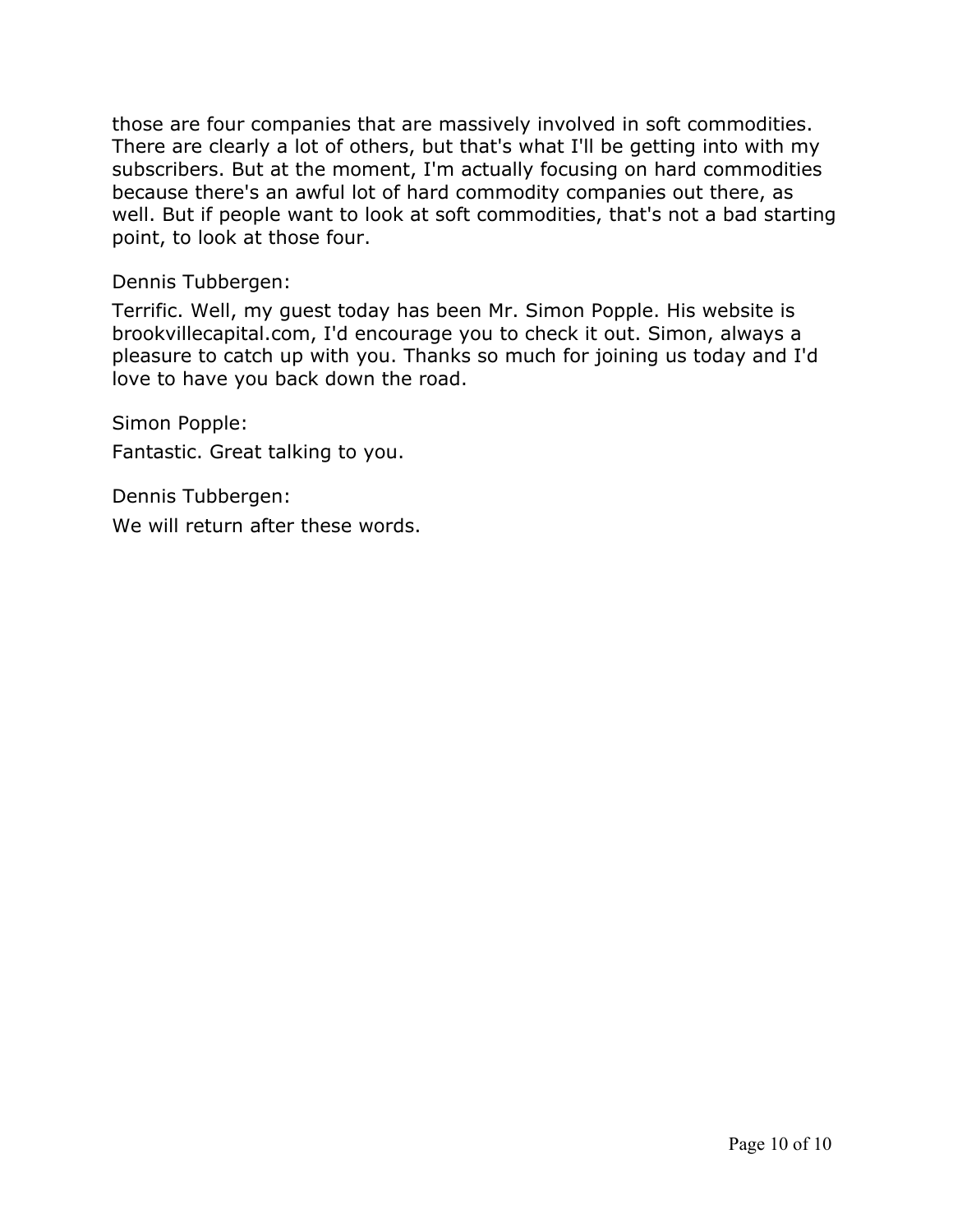those are four companies that are massively involved in soft commodities. There are clearly a lot of others, but that's what I'll be getting into with my subscribers. But at the moment, I'm actually focusing on hard commodities because there's an awful lot of hard commodity companies out there, as well. But if people want to look at soft commodities, that's not a bad starting point, to look at those four.

Dennis Tubbergen:

Terrific. Well, my guest today has been Mr. Simon Popple. His website is brookvillecapital.com, I'd encourage you to check it out. Simon, always a pleasure to catch up with you. Thanks so much for joining us today and I'd love to have you back down the road.

Simon Popple:

Fantastic. Great talking to you.

Dennis Tubbergen:

We will return after these words.